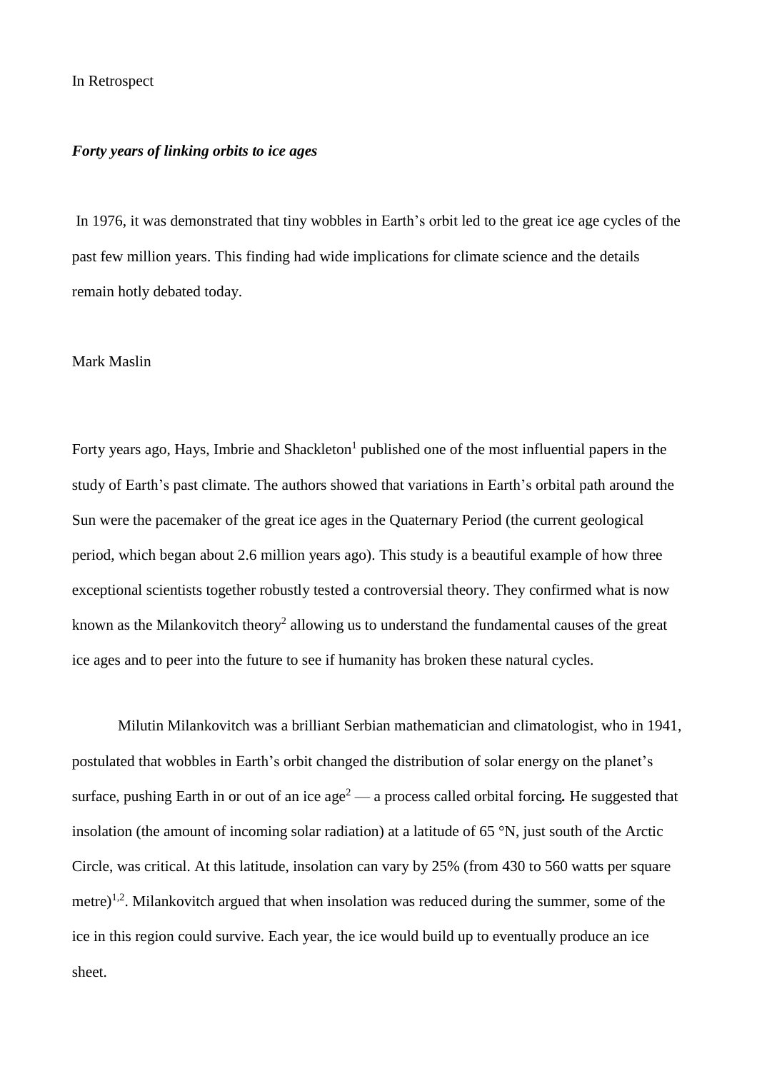In Retrospect

***Forty years of linking orbits to ice ages***

In 1976, it was demonstrated that tiny wobbles in Earth's orbit led to the great ice age cycles of the past few million years. This finding had wide implications for climate science and the details remain hotly debated today.

Mark Maslin

Forty years ago, Hays, Imbrie and Shackleton[1] published one of the most influential papers in the study of Earth's past climate. The authors showed that variations in Earth's orbital path around the Sun were the pacemaker of the great ice ages in the Quaternary Period (the current geological period, which began about 2.6 million years ago). This study is a beautiful example of how three exceptional scientists together robustly tested a controversial theory. They confirmed what is now known as the Milankovitch theory[2] allowing us to understand the fundamental causes of the great ice ages and to peer into the future to see if humanity has broken these natural cycles.

Milutin Milankovitch was a brilliant Serbian mathematician and climatologist, who in 1941, postulated that wobbles in Earth's orbit changed the distribution of solar energy on the planet's surface, pushing Earth in or out of an ice age[2] — a process called orbital forcing**.** He suggested that insolation (the amount of incoming solar radiation) at a latitude of 65 °N, just south of the Arctic Circle, was critical. At this latitude, insolation can vary by 25% (from 430 to 560 watts per square metre)[1,2]. Milankovitch argued that when insolation was reduced during the summer, some of the ice in this region could survive. Each year, the ice would build up to eventually produce an ice sheet.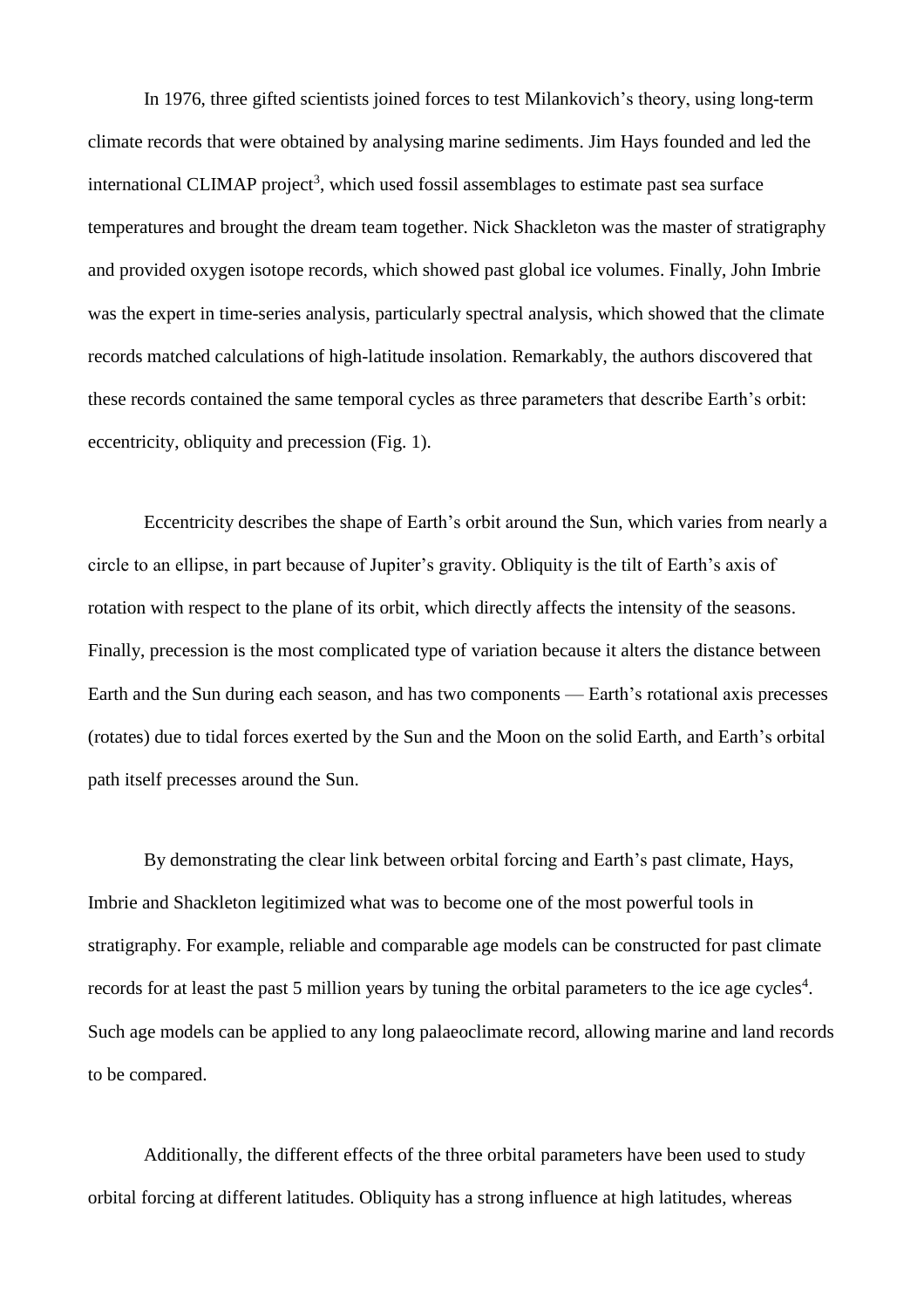In 1976, three gifted scientists joined forces to test Milankovich's theory, using long-term climate records that were obtained by analysing marine sediments. Jim Hays founded and led the international CLIMAP project[3], which used fossil assemblages to estimate past sea surface temperatures and brought the dream team together. Nick Shackleton was the master of stratigraphy and provided oxygen isotope records, which showed past global ice volumes. Finally, John Imbrie was the expert in time-series analysis, particularly spectral analysis, which showed that the climate records matched calculations of high-latitude insolation. Remarkably, the authors discovered that these records contained the same temporal cycles as three parameters that describe Earth's orbit: eccentricity, obliquity and precession (Fig. 1).

Eccentricity describes the shape of Earth's orbit around the Sun, which varies from nearly a circle to an ellipse, in part because of Jupiter's gravity. Obliquity is the tilt of Earth's axis of rotation with respect to the plane of its orbit, which directly affects the intensity of the seasons. Finally, precession is the most complicated type of variation because it alters the distance between Earth and the Sun during each season, and has two components — Earth's rotational axis precesses (rotates) due to tidal forces exerted by the Sun and the Moon on the solid Earth, and Earth's orbital path itself precesses around the Sun.

By demonstrating the clear link between orbital forcing and Earth's past climate, Hays, Imbrie and Shackleton legitimized what was to become one of the most powerful tools in stratigraphy. For example, reliable and comparable age models can be constructed for past climate records for at least the past 5 million years by tuning the orbital parameters to the ice age cycles[4]. Such age models can be applied to any long palaeoclimate record, allowing marine and land records to be compared.

Additionally, the different effects of the three orbital parameters have been used to study orbital forcing at different latitudes. Obliquity has a strong influence at high latitudes, whereas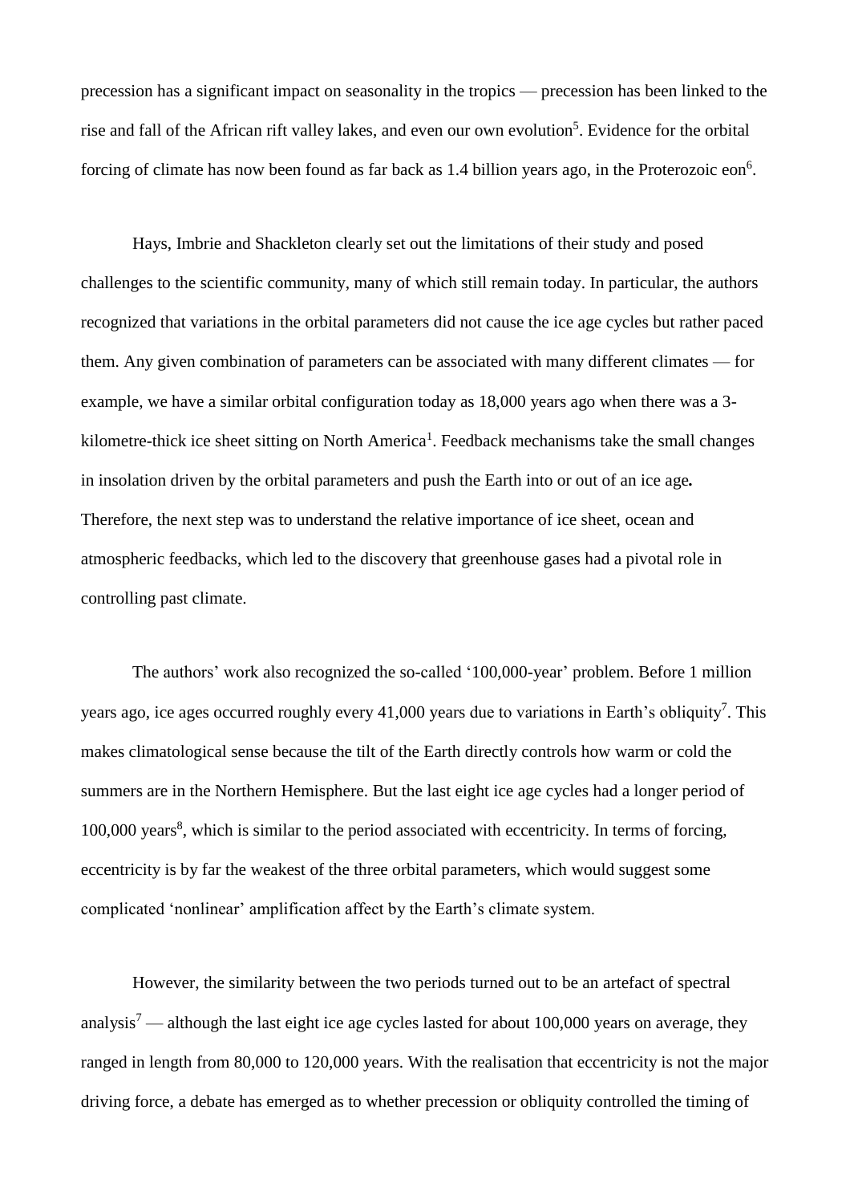precession has a significant impact on seasonality in the tropics — precession has been linked to the rise and fall of the African rift valley lakes, and even our own evolution[5]. Evidence for the orbital forcing of climate has now been found as far back as 1.4 billion years ago, in the Proterozoic eon[6].

Hays, Imbrie and Shackleton clearly set out the limitations of their study and posed challenges to the scientific community, many of which still remain today. In particular, the authors recognized that variations in the orbital parameters did not cause the ice age cycles but rather paced them. Any given combination of parameters can be associated with many different climates — for example, we have a similar orbital configuration today as 18,000 years ago when there was a 3-kilometre-thick ice sheet sitting on North America[1]. Feedback mechanisms take the small changes in insolation driven by the orbital parameters and push the Earth into or out of an ice age**.** Therefore, the next step was to understand the relative importance of ice sheet, ocean and atmospheric feedbacks, which led to the discovery that greenhouse gases had a pivotal role in controlling past climate.

The authors' work also recognized the so-called '100,000-year' problem. Before 1 million years ago, ice ages occurred roughly every 41,000 years due to variations in Earth's obliquity[7]. This makes climatological sense because the tilt of the Earth directly controls how warm or cold the summers are in the Northern Hemisphere. But the last eight ice age cycles had a longer period of 100,000 years[8], which is similar to the period associated with eccentricity. In terms of forcing, eccentricity is by far the weakest of the three orbital parameters, which would suggest some complicated 'nonlinear' amplification affect by the Earth's climate system.

However, the similarity between the two periods turned out to be an artefact of spectral analysis[7] — although the last eight ice age cycles lasted for about 100,000 years on average, they ranged in length from 80,000 to 120,000 years. With the realisation that eccentricity is not the major driving force, a debate has emerged as to whether precession or obliquity controlled the timing of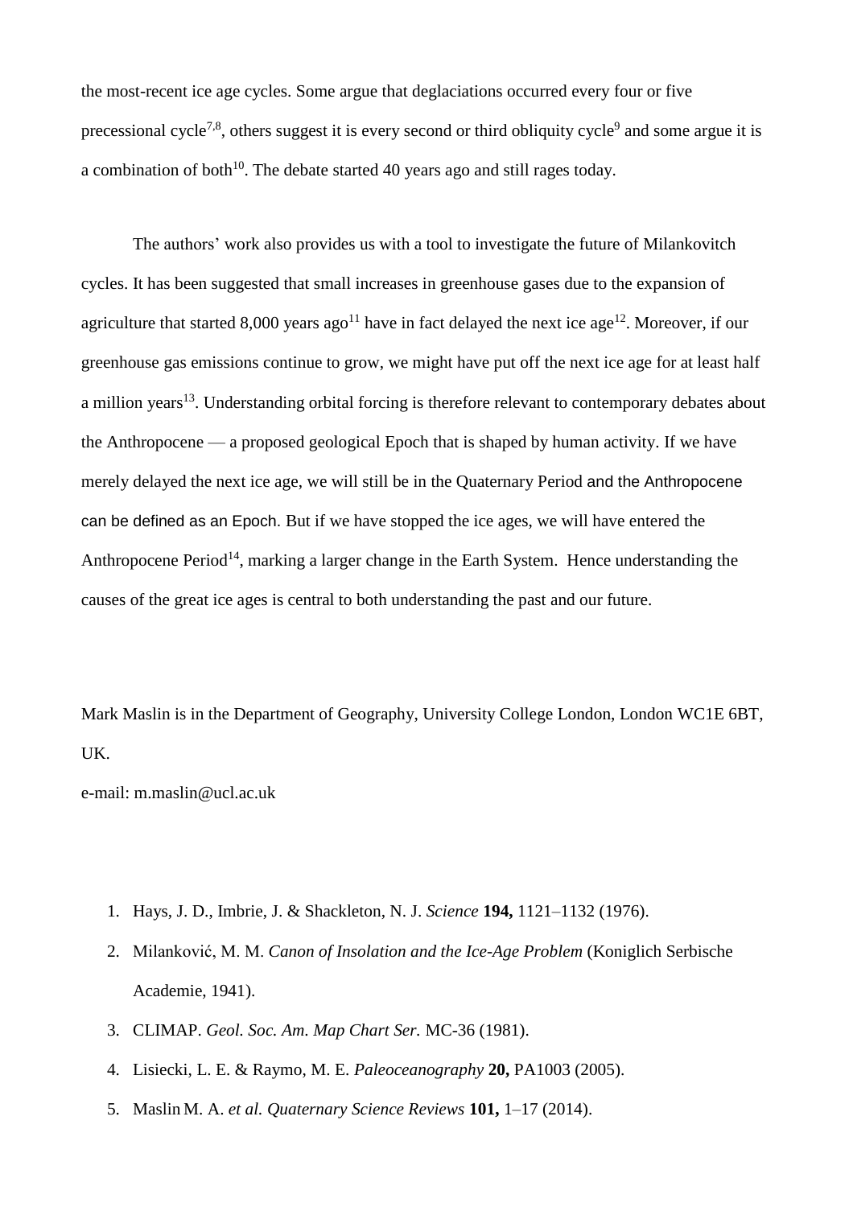the most-recent ice age cycles. Some argue that deglaciations occurred every four or five precessional cycle[7,8], others suggest it is every second or third obliquity cycle[9] and some argue it is a combination of both[10]. The debate started 40 years ago and still rages today.

The authors' work also provides us with a tool to investigate the future of Milankovitch cycles. It has been suggested that small increases in greenhouse gases due to the expansion of agriculture that started 8,000 years ago[11] have in fact delayed the next ice age[12]. Moreover, if our greenhouse gas emissions continue to grow, we might have put off the next ice age for at least half a million years[13]. Understanding orbital forcing is therefore relevant to contemporary debates about the Anthropocene — a proposed geological Epoch that is shaped by human activity. If we have merely delayed the next ice age, we will still be in the Quaternary Period and the Anthropocene can be defined as an Epoch. But if we have stopped the ice ages, we will have entered the Anthropocene Period[14], marking a larger change in the Earth System. Hence understanding the causes of the great ice ages is central to both understanding the past and our future.

Mark Maslin is in the Department of Geography, University College London, London WC1E 6BT, UK.

e-mail: m.maslin@ucl.ac.uk

1. Hays, J. D., Imbrie, J. & Shackleton, N. J. *Science* **194,** 1121–1132 (1976).
2. Milanković, M. M. *Canon of Insolation and the Ice-Age Problem* (Koniglich Serbische Academie, 1941).
3. CLIMAP. *Geol. Soc. Am. Map Chart Ser.* MC-36 (1981).
4. Lisiecki, L. E. & Raymo, M. E. *Paleoceanography* **20,** PA1003 (2005).
5. Maslin M. A. *et al. Quaternary Science Reviews* **101,** 1–17 (2014).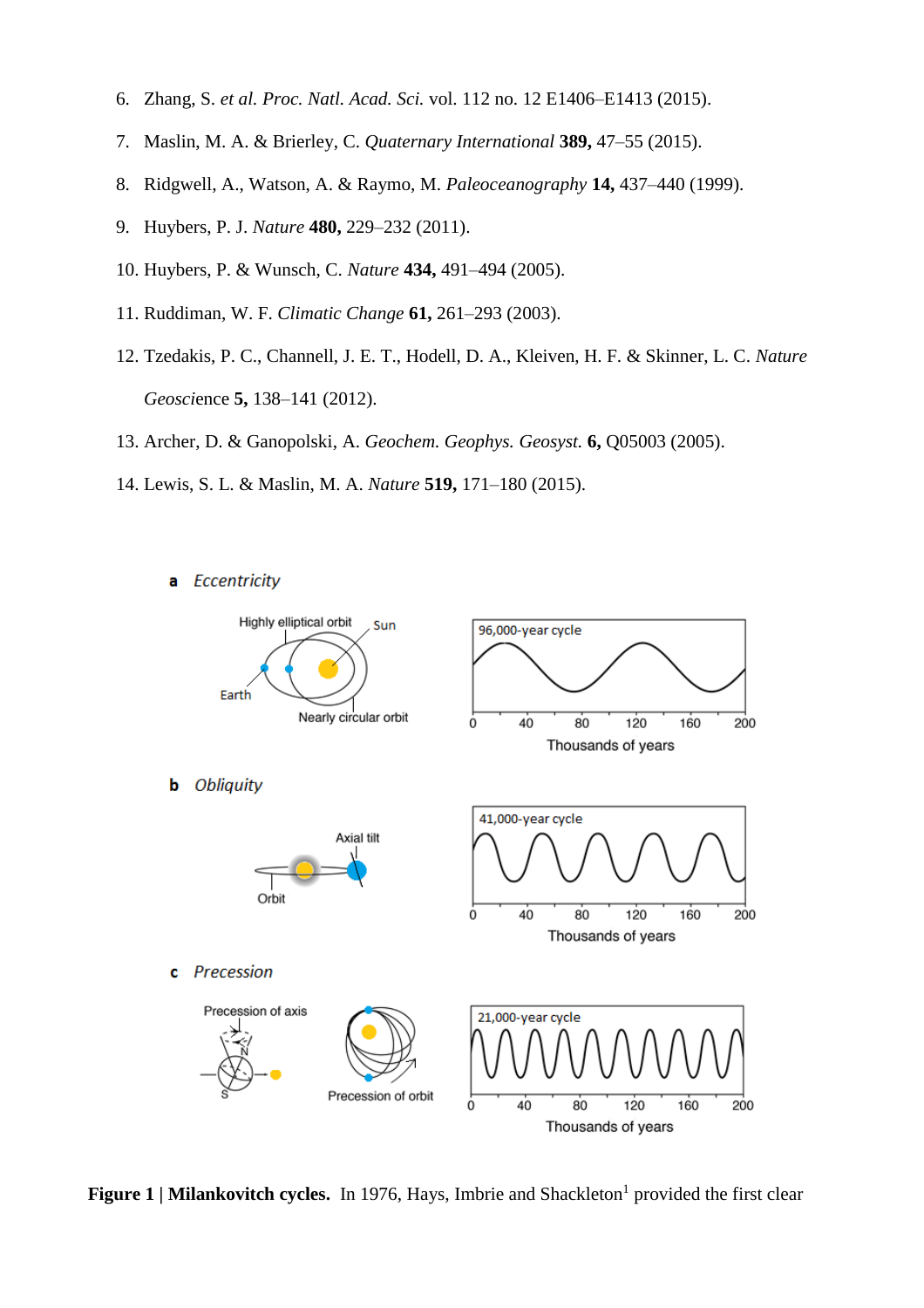6. Zhang, S. *et al. Proc. Natl. Acad. Sci.* vol. 112 no. 12 E1406–E1413 (2015).
7. Maslin, M. A. & Brierley, C. *Quaternary International* **389,** 47–55 (2015).
8. Ridgwell, A., Watson, A. & Raymo, M. *Paleoceanography* **14,** 437–440 (1999).
9. Huybers, P. J. *Nature* **480,** 229–232 (2011).
10. Huybers, P. & Wunsch, C. *Nature* **434,** 491–494 (2005).
11. Ruddiman, W. F. *Climatic Change* **61,** 261–293 (2003).
12. Tzedakis, P. C., Channell, J. E. T., Hodell, D. A., Kleiven, H. F. & Skinner, L. C. *Nature Geoscience* **5,** 138–141 (2012).
13. Archer, D. & Ganopolski, A. *Geochem. Geophys. Geosyst.* **6,** Q05003 (2005).
14. Lewis, S. L. & Maslin, M. A. *Nature* **519,** 171–180 (2015).

**a** *Eccentricity*

Highly elliptical orbit — Sun — Earth — Nearly circular orbit

96,000-year cycle

0 40 80 120 160 200

Thousands of years

**b** *Obliquity*

Axial tilt — Orbit

41,000-year cycle

0 40 80 120 160 200

Thousands of years

**c** *Precession*

Precession of axis — N — S — Precession of orbit

21,000-year cycle

0 40 80 120 160 200

Thousands of years

**Figure 1 | Milankovitch cycles.** In 1976, Hays, Imbrie and Shackleton[1] provided the first clear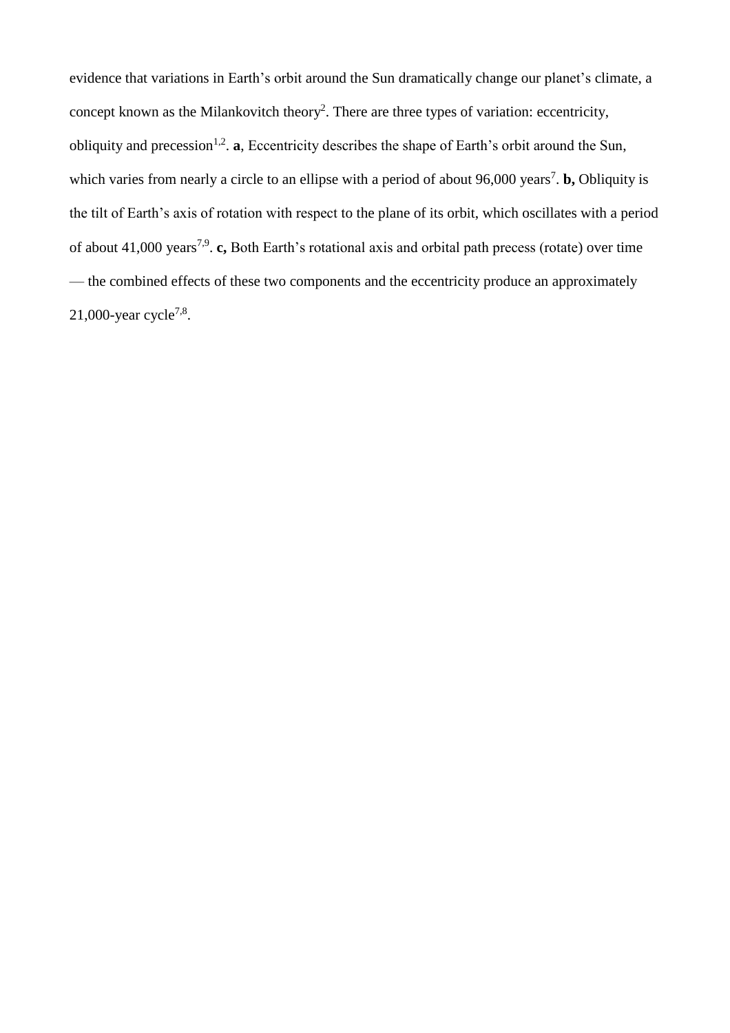evidence that variations in Earth's orbit around the Sun dramatically change our planet's climate, a concept known as the Milankovitch theory[2]. There are three types of variation: eccentricity, obliquity and precession[1,2]. **a**, Eccentricity describes the shape of Earth's orbit around the Sun, which varies from nearly a circle to an ellipse with a period of about 96,000 years[7]. **b,** Obliquity is the tilt of Earth's axis of rotation with respect to the plane of its orbit, which oscillates with a period of about 41,000 years[7,9]. **c,** Both Earth's rotational axis and orbital path precess (rotate) over time — the combined effects of these two components and the eccentricity produce an approximately 21,000-year cycle[7,8].